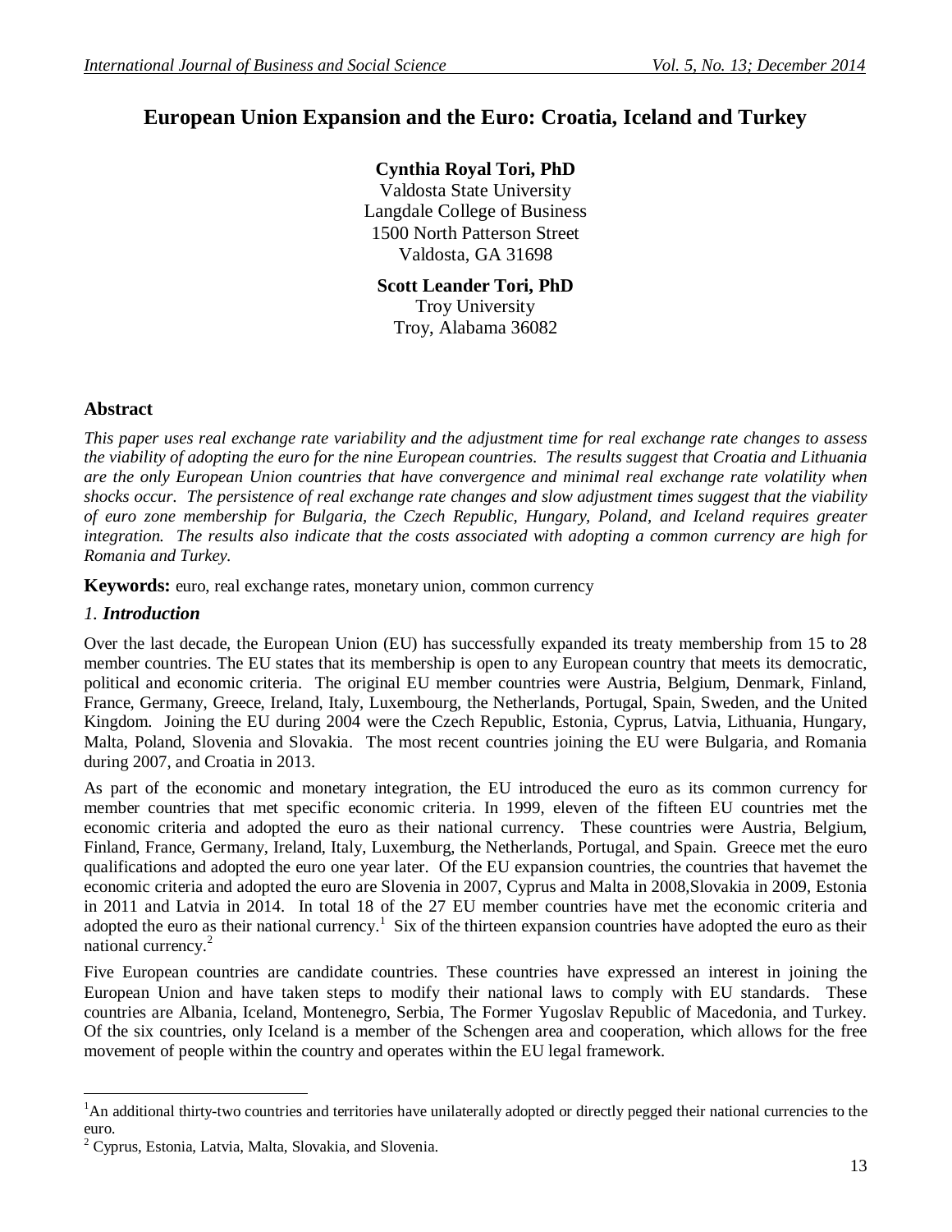# European Union Expansion and the Euro: Croatia, Iceland and Turkey

**Cynthia Royal Tori, PhD**
Valdosta State University
Langdale College of Business
1500 North Patterson Street
Valdosta, GA 31698

**Scott Leander Tori, PhD**
Troy University
Troy, Alabama 36082

## Abstract

*This paper uses real exchange rate variability and the adjustment time for real exchange rate changes to assess the viability of adopting the euro for the nine European countries. The results suggest that Croatia and Lithuania are the only European Union countries that have convergence and minimal real exchange rate volatility when shocks occur. The persistence of real exchange rate changes and slow adjustment times suggest that the viability of euro zone membership for Bulgaria, the Czech Republic, Hungary, Poland, and Iceland requires greater integration. The results also indicate that the costs associated with adopting a common currency are high for Romania and Turkey.*

**Keywords:** euro, real exchange rates, monetary union, common currency

## *1. Introduction*

Over the last decade, the European Union (EU) has successfully expanded its treaty membership from 15 to 28 member countries. The EU states that its membership is open to any European country that meets its democratic, political and economic criteria. The original EU member countries were Austria, Belgium, Denmark, Finland, France, Germany, Greece, Ireland, Italy, Luxembourg, the Netherlands, Portugal, Spain, Sweden, and the United Kingdom. Joining the EU during 2004 were the Czech Republic, Estonia, Cyprus, Latvia, Lithuania, Hungary, Malta, Poland, Slovenia and Slovakia. The most recent countries joining the EU were Bulgaria, and Romania during 2007, and Croatia in 2013.

As part of the economic and monetary integration, the EU introduced the euro as its common currency for member countries that met specific economic criteria. In 1999, eleven of the fifteen EU countries met the economic criteria and adopted the euro as their national currency. These countries were Austria, Belgium, Finland, France, Germany, Ireland, Italy, Luxemburg, the Netherlands, Portugal, and Spain. Greece met the euro qualifications and adopted the euro one year later. Of the EU expansion countries, the countries that havemet the economic criteria and adopted the euro are Slovenia in 2007, Cyprus and Malta in 2008,Slovakia in 2009, Estonia in 2011 and Latvia in 2014. In total 18 of the 27 EU member countries have met the economic criteria and adopted the euro as their national currency.[1] Six of the thirteen expansion countries have adopted the euro as their national currency.[2]

Five European countries are candidate countries. These countries have expressed an interest in joining the European Union and have taken steps to modify their national laws to comply with EU standards. These countries are Albania, Iceland, Montenegro, Serbia, The Former Yugoslav Republic of Macedonia, and Turkey. Of the six countries, only Iceland is a member of the Schengen area and cooperation, which allows for the free movement of people within the country and operates within the EU legal framework.

---

[1] An additional thirty-two countries and territories have unilaterally adopted or directly pegged their national currencies to the euro.

[2] Cyprus, Estonia, Latvia, Malta, Slovakia, and Slovenia.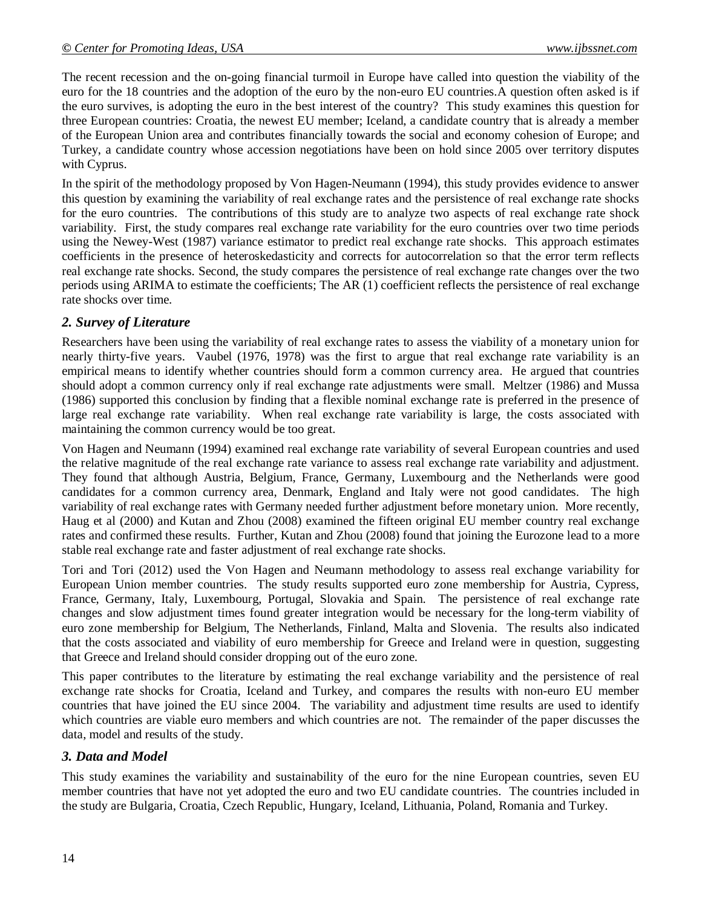The recent recession and the on-going financial turmoil in Europe have called into question the viability of the euro for the 18 countries and the adoption of the euro by the non-euro EU countries.A question often asked is if the euro survives, is adopting the euro in the best interest of the country? This study examines this question for three European countries: Croatia, the newest EU member; Iceland, a candidate country that is already a member of the European Union area and contributes financially towards the social and economy cohesion of Europe; and Turkey, a candidate country whose accession negotiations have been on hold since 2005 over territory disputes with Cyprus.

In the spirit of the methodology proposed by Von Hagen-Neumann (1994), this study provides evidence to answer this question by examining the variability of real exchange rates and the persistence of real exchange rate shocks for the euro countries. The contributions of this study are to analyze two aspects of real exchange rate shock variability. First, the study compares real exchange rate variability for the euro countries over two time periods using the Newey-West (1987) variance estimator to predict real exchange rate shocks. This approach estimates coefficients in the presence of heteroskedasticity and corrects for autocorrelation so that the error term reflects real exchange rate shocks. Second, the study compares the persistence of real exchange rate changes over the two periods using ARIMA to estimate the coefficients; The AR (1) coefficient reflects the persistence of real exchange rate shocks over time.

## *2. Survey of Literature*

Researchers have been using the variability of real exchange rates to assess the viability of a monetary union for nearly thirty-five years. Vaubel (1976, 1978) was the first to argue that real exchange rate variability is an empirical means to identify whether countries should form a common currency area. He argued that countries should adopt a common currency only if real exchange rate adjustments were small. Meltzer (1986) and Mussa (1986) supported this conclusion by finding that a flexible nominal exchange rate is preferred in the presence of large real exchange rate variability. When real exchange rate variability is large, the costs associated with maintaining the common currency would be too great.

Von Hagen and Neumann (1994) examined real exchange rate variability of several European countries and used the relative magnitude of the real exchange rate variance to assess real exchange rate variability and adjustment. They found that although Austria, Belgium, France, Germany, Luxembourg and the Netherlands were good candidates for a common currency area, Denmark, England and Italy were not good candidates. The high variability of real exchange rates with Germany needed further adjustment before monetary union. More recently, Haug et al (2000) and Kutan and Zhou (2008) examined the fifteen original EU member country real exchange rates and confirmed these results. Further, Kutan and Zhou (2008) found that joining the Eurozone lead to a more stable real exchange rate and faster adjustment of real exchange rate shocks.

Tori and Tori (2012) used the Von Hagen and Neumann methodology to assess real exchange variability for European Union member countries. The study results supported euro zone membership for Austria, Cypress, France, Germany, Italy, Luxembourg, Portugal, Slovakia and Spain. The persistence of real exchange rate changes and slow adjustment times found greater integration would be necessary for the long-term viability of euro zone membership for Belgium, The Netherlands, Finland, Malta and Slovenia. The results also indicated that the costs associated and viability of euro membership for Greece and Ireland were in question, suggesting that Greece and Ireland should consider dropping out of the euro zone.

This paper contributes to the literature by estimating the real exchange variability and the persistence of real exchange rate shocks for Croatia, Iceland and Turkey, and compares the results with non-euro EU member countries that have joined the EU since 2004. The variability and adjustment time results are used to identify which countries are viable euro members and which countries are not. The remainder of the paper discusses the data, model and results of the study.

## *3. Data and Model*

This study examines the variability and sustainability of the euro for the nine European countries, seven EU member countries that have not yet adopted the euro and two EU candidate countries. The countries included in the study are Bulgaria, Croatia, Czech Republic, Hungary, Iceland, Lithuania, Poland, Romania and Turkey.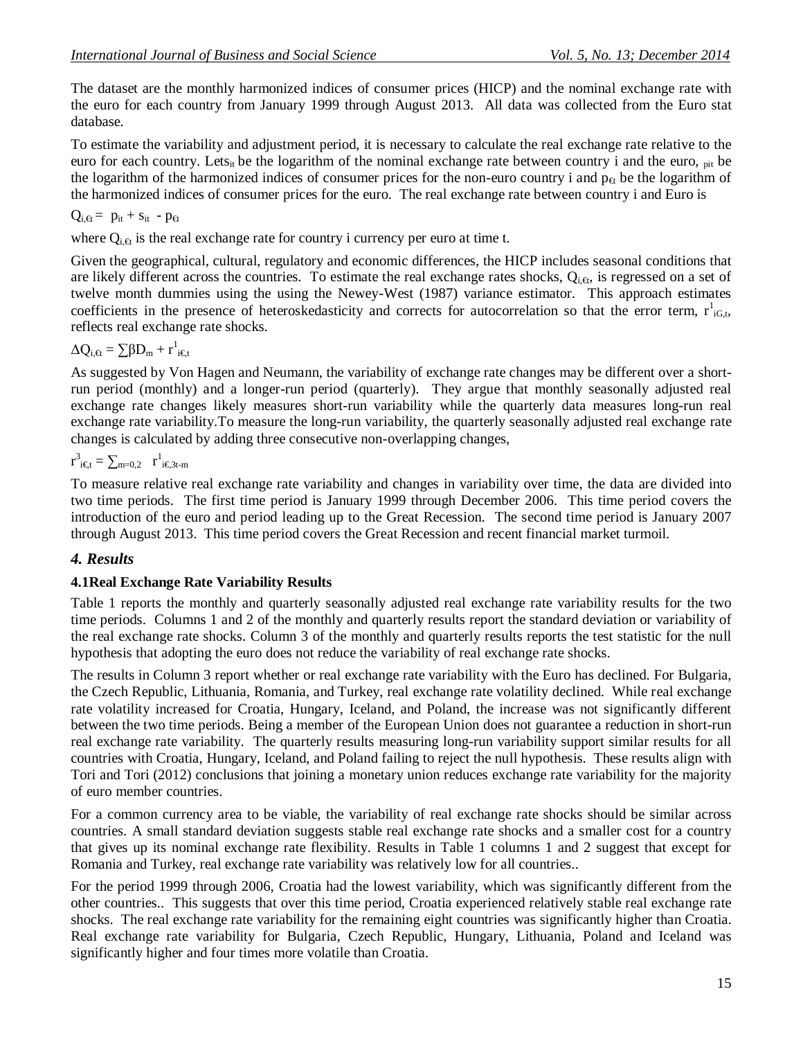The dataset are the monthly harmonized indices of consumer prices (HICP) and the nominal exchange rate with the euro for each country from January 1999 through August 2013. All data was collected from the Euro stat database.

To estimate the variability and adjustment period, it is necessary to calculate the real exchange rate relative to the euro for each country. Let$s_{it}$ be the logarithm of the nominal exchange rate between country i and the euro, $_{pit}$ be the logarithm of the harmonized indices of consumer prices for the non-euro country i and $p_{€t}$ be the logarithm of the harmonized indices of consumer prices for the euro. The real exchange rate between country i and Euro is

$$Q_{i,€t} = p_{it} + s_{it} - p_{€t}$$

where $Q_{i,€t}$ is the real exchange rate for country i currency per euro at time t.

Given the geographical, cultural, regulatory and economic differences, the HICP includes seasonal conditions that are likely different across the countries. To estimate the real exchange rates shocks, $Q_{i,€t}$, is regressed on a set of twelve month dummies using the using the Newey-West (1987) variance estimator. This approach estimates coefficients in the presence of heteroskedasticity and corrects for autocorrelation so that the error term, $r^1_{iG,t}$, reflects real exchange rate shocks.

$$\Delta Q_{i,€t} = \sum \beta D_m + r^1_{i€,t}$$

As suggested by Von Hagen and Neumann, the variability of exchange rate changes may be different over a short-run period (monthly) and a longer-run period (quarterly). They argue that monthly seasonally adjusted real exchange rate changes likely measures short-run variability while the quarterly data measures long-run real exchange rate variability.To measure the long-run variability, the quarterly seasonally adjusted real exchange rate changes is calculated by adding three consecutive non-overlapping changes,

$$r^3_{i€,t} = \sum_{m=0,2} r^1_{i€,3t-m}$$

To measure relative real exchange rate variability and changes in variability over time, the data are divided into two time periods. The first time period is January 1999 through December 2006. This time period covers the introduction of the euro and period leading up to the Great Recession. The second time period is January 2007 through August 2013. This time period covers the Great Recession and recent financial market turmoil.

## *4. Results*

### 4.1Real Exchange Rate Variability Results

Table 1 reports the monthly and quarterly seasonally adjusted real exchange rate variability results for the two time periods. Columns 1 and 2 of the monthly and quarterly results report the standard deviation or variability of the real exchange rate shocks. Column 3 of the monthly and quarterly results reports the test statistic for the null hypothesis that adopting the euro does not reduce the variability of real exchange rate shocks.

The results in Column 3 report whether or real exchange rate variability with the Euro has declined. For Bulgaria, the Czech Republic, Lithuania, Romania, and Turkey, real exchange rate volatility declined. While real exchange rate volatility increased for Croatia, Hungary, Iceland, and Poland, the increase was not significantly different between the two time periods. Being a member of the European Union does not guarantee a reduction in short-run real exchange rate variability. The quarterly results measuring long-run variability support similar results for all countries with Croatia, Hungary, Iceland, and Poland failing to reject the null hypothesis. These results align with Tori and Tori (2012) conclusions that joining a monetary union reduces exchange rate variability for the majority of euro member countries.

For a common currency area to be viable, the variability of real exchange rate shocks should be similar across countries. A small standard deviation suggests stable real exchange rate shocks and a smaller cost for a country that gives up its nominal exchange rate flexibility. Results in Table 1 columns 1 and 2 suggest that except for Romania and Turkey, real exchange rate variability was relatively low for all countries..

For the period 1999 through 2006, Croatia had the lowest variability, which was significantly different from the other countries.. This suggests that over this time period, Croatia experienced relatively stable real exchange rate shocks. The real exchange rate variability for the remaining eight countries was significantly higher than Croatia. Real exchange rate variability for Bulgaria, Czech Republic, Hungary, Lithuania, Poland and Iceland was significantly higher and four times more volatile than Croatia.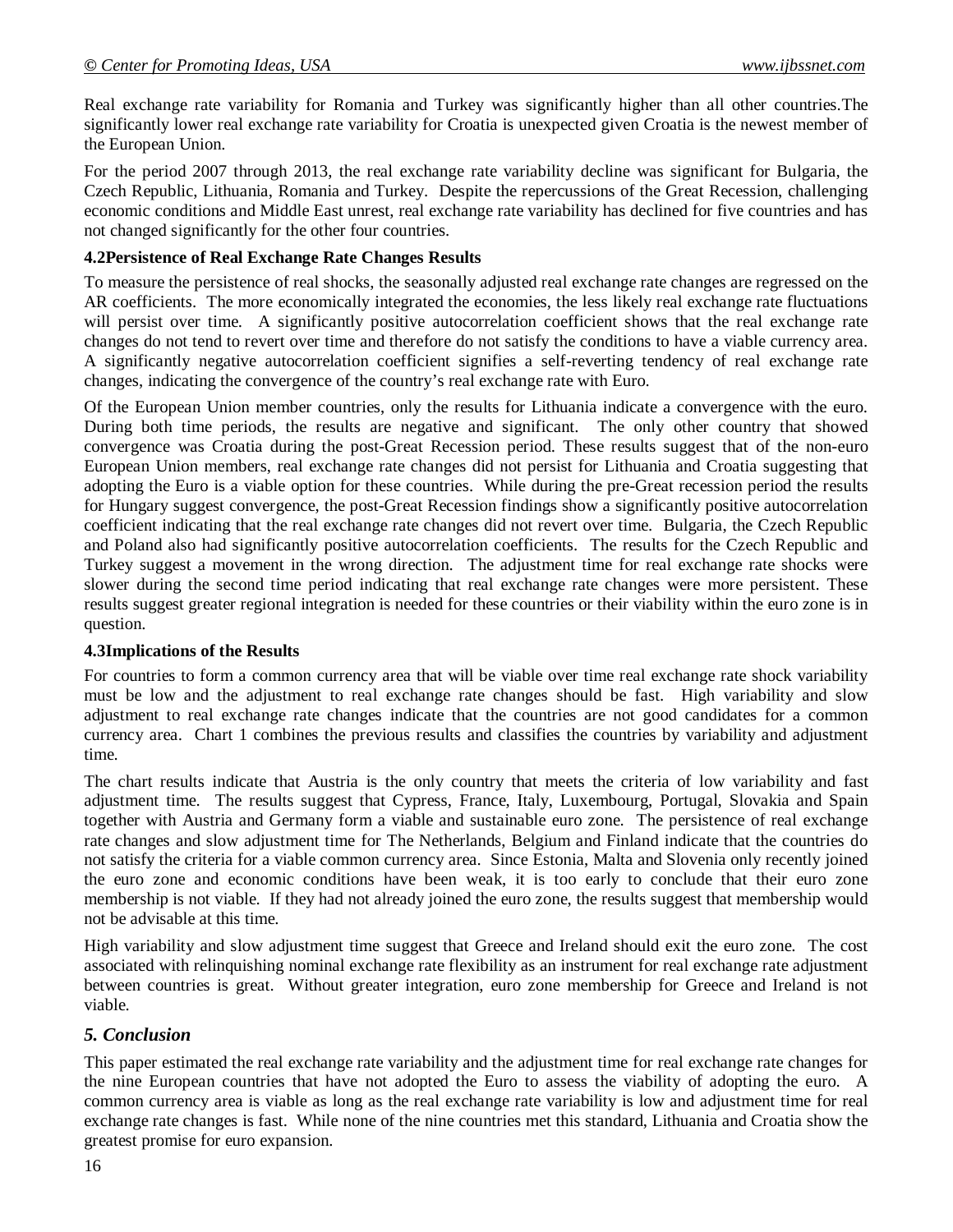Real exchange rate variability for Romania and Turkey was significantly higher than all other countries.The significantly lower real exchange rate variability for Croatia is unexpected given Croatia is the newest member of the European Union.

For the period 2007 through 2013, the real exchange rate variability decline was significant for Bulgaria, the Czech Republic, Lithuania, Romania and Turkey. Despite the repercussions of the Great Recession, challenging economic conditions and Middle East unrest, real exchange rate variability has declined for five countries and has not changed significantly for the other four countries.

### 4.2Persistence of Real Exchange Rate Changes Results

To measure the persistence of real shocks, the seasonally adjusted real exchange rate changes are regressed on the AR coefficients. The more economically integrated the economies, the less likely real exchange rate fluctuations will persist over time. A significantly positive autocorrelation coefficient shows that the real exchange rate changes do not tend to revert over time and therefore do not satisfy the conditions to have a viable currency area. A significantly negative autocorrelation coefficient signifies a self-reverting tendency of real exchange rate changes, indicating the convergence of the country's real exchange rate with Euro.

Of the European Union member countries, only the results for Lithuania indicate a convergence with the euro. During both time periods, the results are negative and significant. The only other country that showed convergence was Croatia during the post-Great Recession period. These results suggest that of the non-euro European Union members, real exchange rate changes did not persist for Lithuania and Croatia suggesting that adopting the Euro is a viable option for these countries. While during the pre-Great recession period the results for Hungary suggest convergence, the post-Great Recession findings show a significantly positive autocorrelation coefficient indicating that the real exchange rate changes did not revert over time. Bulgaria, the Czech Republic and Poland also had significantly positive autocorrelation coefficients. The results for the Czech Republic and Turkey suggest a movement in the wrong direction. The adjustment time for real exchange rate shocks were slower during the second time period indicating that real exchange rate changes were more persistent. These results suggest greater regional integration is needed for these countries or their viability within the euro zone is in question.

### 4.3Implications of the Results

For countries to form a common currency area that will be viable over time real exchange rate shock variability must be low and the adjustment to real exchange rate changes should be fast. High variability and slow adjustment to real exchange rate changes indicate that the countries are not good candidates for a common currency area. Chart 1 combines the previous results and classifies the countries by variability and adjustment time.

The chart results indicate that Austria is the only country that meets the criteria of low variability and fast adjustment time. The results suggest that Cypress, France, Italy, Luxembourg, Portugal, Slovakia and Spain together with Austria and Germany form a viable and sustainable euro zone. The persistence of real exchange rate changes and slow adjustment time for The Netherlands, Belgium and Finland indicate that the countries do not satisfy the criteria for a viable common currency area. Since Estonia, Malta and Slovenia only recently joined the euro zone and economic conditions have been weak, it is too early to conclude that their euro zone membership is not viable. If they had not already joined the euro zone, the results suggest that membership would not be advisable at this time.

High variability and slow adjustment time suggest that Greece and Ireland should exit the euro zone. The cost associated with relinquishing nominal exchange rate flexibility as an instrument for real exchange rate adjustment between countries is great. Without greater integration, euro zone membership for Greece and Ireland is not viable.

## *5. Conclusion*

This paper estimated the real exchange rate variability and the adjustment time for real exchange rate changes for the nine European countries that have not adopted the Euro to assess the viability of adopting the euro. A common currency area is viable as long as the real exchange rate variability is low and adjustment time for real exchange rate changes is fast. While none of the nine countries met this standard, Lithuania and Croatia show the greatest promise for euro expansion.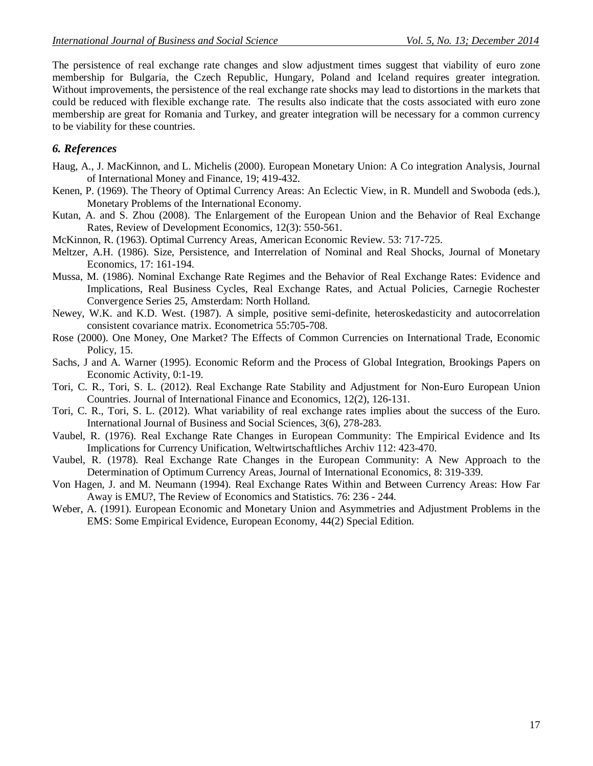The persistence of real exchange rate changes and slow adjustment times suggest that viability of euro zone membership for Bulgaria, the Czech Republic, Hungary, Poland and Iceland requires greater integration. Without improvements, the persistence of the real exchange rate shocks may lead to distortions in the markets that could be reduced with flexible exchange rate. The results also indicate that the costs associated with euro zone membership are great for Romania and Turkey, and greater integration will be necessary for a common currency to be viability for these countries.

### *6. References*

Haug, A., J. MacKinnon, and L. Michelis (2000). European Monetary Union: A Co integration Analysis, Journal of International Money and Finance, 19; 419-432.

Kenen, P. (1969). The Theory of Optimal Currency Areas: An Eclectic View, in R. Mundell and Swoboda (eds.), Monetary Problems of the International Economy.

Kutan, A. and S. Zhou (2008). The Enlargement of the European Union and the Behavior of Real Exchange Rates, Review of Development Economics, 12(3): 550-561.

McKinnon, R. (1963). Optimal Currency Areas, American Economic Review. 53: 717-725.

Meltzer, A.H. (1986). Size, Persistence, and Interrelation of Nominal and Real Shocks, Journal of Monetary Economics, 17: 161-194.

Mussa, M. (1986). Nominal Exchange Rate Regimes and the Behavior of Real Exchange Rates: Evidence and Implications, Real Business Cycles, Real Exchange Rates, and Actual Policies, Carnegie Rochester Convergence Series 25, Amsterdam: North Holland.

Newey, W.K. and K.D. West. (1987). A simple, positive semi-definite, heteroskedasticity and autocorrelation consistent covariance matrix. Econometrica 55:705-708.

Rose (2000). One Money, One Market? The Effects of Common Currencies on International Trade, Economic Policy, 15.

Sachs, J and A. Warner (1995). Economic Reform and the Process of Global Integration, Brookings Papers on Economic Activity, 0:1-19.

Tori, C. R., Tori, S. L. (2012). Real Exchange Rate Stability and Adjustment for Non-Euro European Union Countries. Journal of International Finance and Economics, 12(2), 126-131.

Tori, C. R., Tori, S. L. (2012). What variability of real exchange rates implies about the success of the Euro. International Journal of Business and Social Sciences, 3(6), 278-283.

Vaubel, R. (1976). Real Exchange Rate Changes in European Community: The Empirical Evidence and Its Implications for Currency Unification, Weltwirtschaftliches Archiv 112: 423-470.

Vaubel, R. (1978). Real Exchange Rate Changes in the European Community: A New Approach to the Determination of Optimum Currency Areas, Journal of International Economics, 8: 319-339.

Von Hagen, J. and M. Neumann (1994). Real Exchange Rates Within and Between Currency Areas: How Far Away is EMU?, The Review of Economics and Statistics. 76: 236 - 244.

Weber, A. (1991). European Economic and Monetary Union and Asymmetries and Adjustment Problems in the EMS: Some Empirical Evidence, European Economy, 44(2) Special Edition.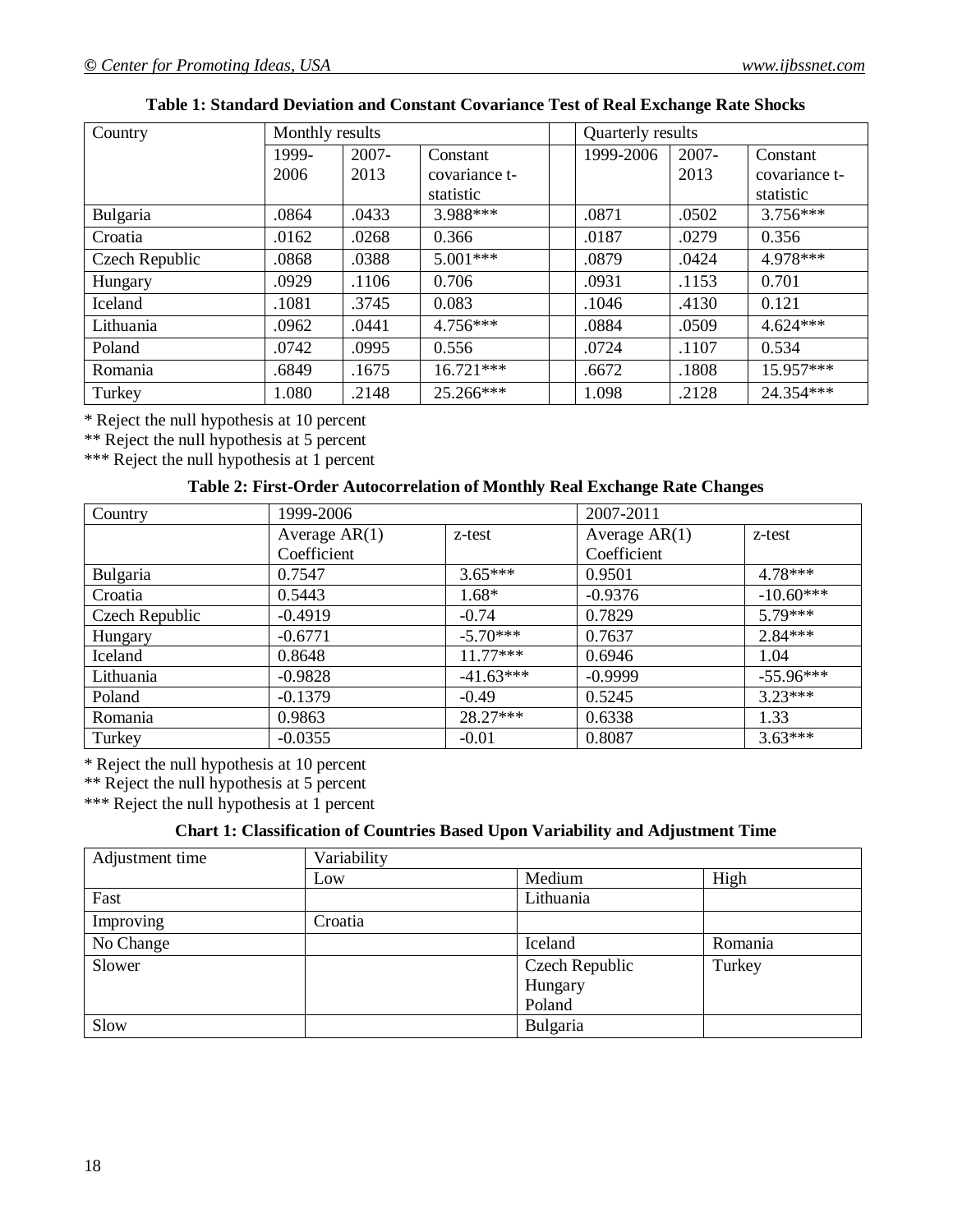**Table 1: Standard Deviation and Constant Covariance Test of Real Exchange Rate Shocks**

| Country | Monthly results | | | Quarterly results | | |
|---|---|---|---|---|---|---|
| | 1999-2006 | 2007-2013 | Constant covariance t-statistic | 1999-2006 | 2007-2013 | Constant covariance t-statistic |
| Bulgaria | .0864 | .0433 | 3.988*** | .0871 | .0502 | 3.756*** |
| Croatia | .0162 | .0268 | 0.366 | .0187 | .0279 | 0.356 |
| Czech Republic | .0868 | .0388 | 5.001*** | .0879 | .0424 | 4.978*** |
| Hungary | .0929 | .1106 | 0.706 | .0931 | .1153 | 0.701 |
| Iceland | .1081 | .3745 | 0.083 | .1046 | .4130 | 0.121 |
| Lithuania | .0962 | .0441 | 4.756*** | .0884 | .0509 | 4.624*** |
| Poland | .0742 | .0995 | 0.556 | .0724 | .1107 | 0.534 |
| Romania | .6849 | .1675 | 16.721*** | .6672 | .1808 | 15.957*** |
| Turkey | 1.080 | .2148 | 25.266*** | 1.098 | .2128 | 24.354*** |

\* Reject the null hypothesis at 10 percent

** Reject the null hypothesis at 5 percent

*** Reject the null hypothesis at 1 percent

**Table 2: First-Order Autocorrelation of Monthly Real Exchange Rate Changes**

| Country | 1999-2006 | | 2007-2011 | |
|---|---|---|---|---|
| | Average AR(1) Coefficient | z-test | Average AR(1) Coefficient | z-test |
| Bulgaria | 0.7547 | 3.65*** | 0.9501 | 4.78*** |
| Croatia | 0.5443 | 1.68* | -0.9376 | -10.60*** |
| Czech Republic | -0.4919 | -0.74 | 0.7829 | 5.79*** |
| Hungary | -0.6771 | -5.70*** | 0.7637 | 2.84*** |
| Iceland | 0.8648 | 11.77*** | 0.6946 | 1.04 |
| Lithuania | -0.9828 | -41.63*** | -0.9999 | -55.96*** |
| Poland | -0.1379 | -0.49 | 0.5245 | 3.23*** |
| Romania | 0.9863 | 28.27*** | 0.6338 | 1.33 |
| Turkey | -0.0355 | -0.01 | 0.8087 | 3.63*** |

\* Reject the null hypothesis at 10 percent

** Reject the null hypothesis at 5 percent

*** Reject the null hypothesis at 1 percent

**Chart 1: Classification of Countries Based Upon Variability and Adjustment Time**

| Adjustment time | Variability | | |
|---|---|---|---|
| | Low | Medium | High |
| Fast | | Lithuania | |
| Improving | Croatia | | |
| No Change | | Iceland | Romania |
| Slower | | Czech Republic<br>Hungary<br>Poland | Turkey |
| Slow | | Bulgaria | |